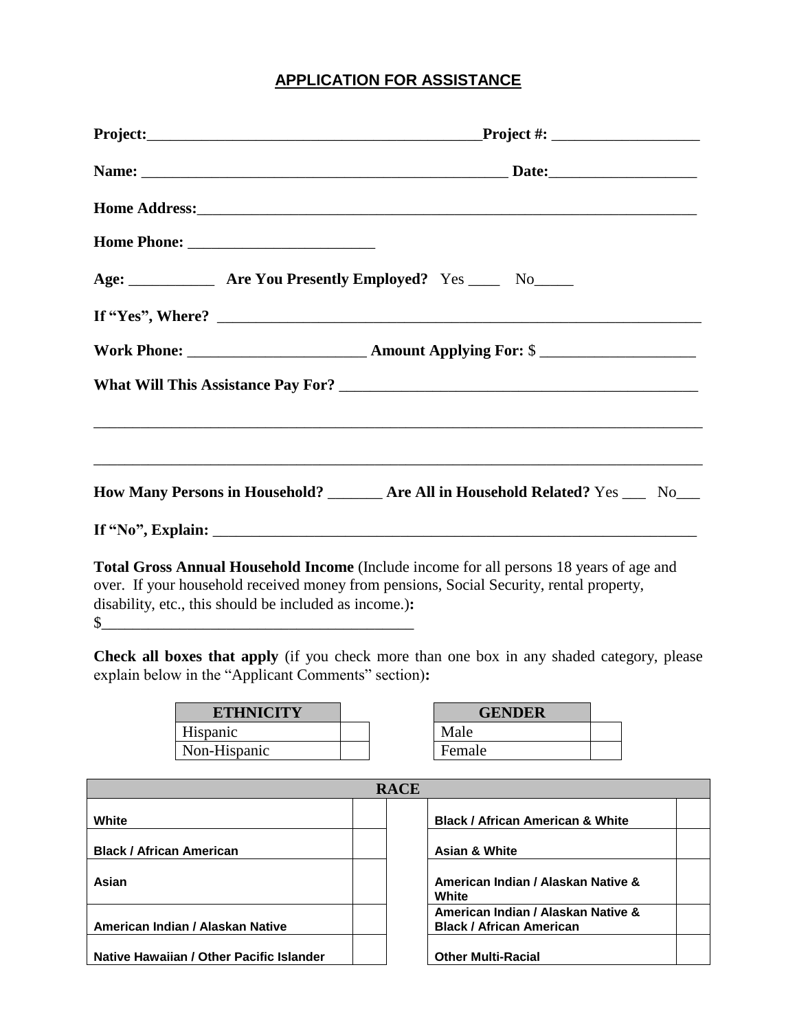# APPLICATION FOR ASSISTANCE

**Project:**___________________________________________**Project #:** ___________________

**Name:** ________________________________________________ **Date:**___________________

**Home Address:**_______________________________________________________________

**Home Phone:** ________________________

**Age:** ___________ **Are You Presently Employed?** Yes ____ No_____

**If "Yes", Where?** ____________________________________________________________

**Work Phone:** ______________________ **Amount Applying For:** $ ___________________

**What Will This Assistance Pay For?** ____________________________________________

_______________________________________________________________________________

_______________________________________________________________________________

**How Many Persons in Household?** _______ **Are All in Household Related?** Yes ___ No___

**If "No", Explain:** ______________________________________________________________

**Total Gross Annual Household Income** (Include income for all persons 18 years of age and over. If your household received money from pensions, Social Security, rental property, disability, etc., this should be included as income.)**:**
$_______________________________________

**Check all boxes that apply** (if you check more than one box in any shaded category, please explain below in the "Applicant Comments" section)**:**

| ETHNICITY | |
|---|---|
| Hispanic | |
| Non-Hispanic | |

| GENDER | |
|---|---|
| Male | |
| Female | |

| RACE | | | |
|---|---|---|---|
| **White** | | **Black / African American & White** | |
| **Black / African American** | | **Asian & White** | |
| **Asian** | | **American Indian / Alaskan Native & White** | |
| **American Indian / Alaskan Native** | | **American Indian / Alaskan Native & Black / African American** | |
| **Native Hawaiian / Other Pacific Islander** | | **Other Multi-Racial** | |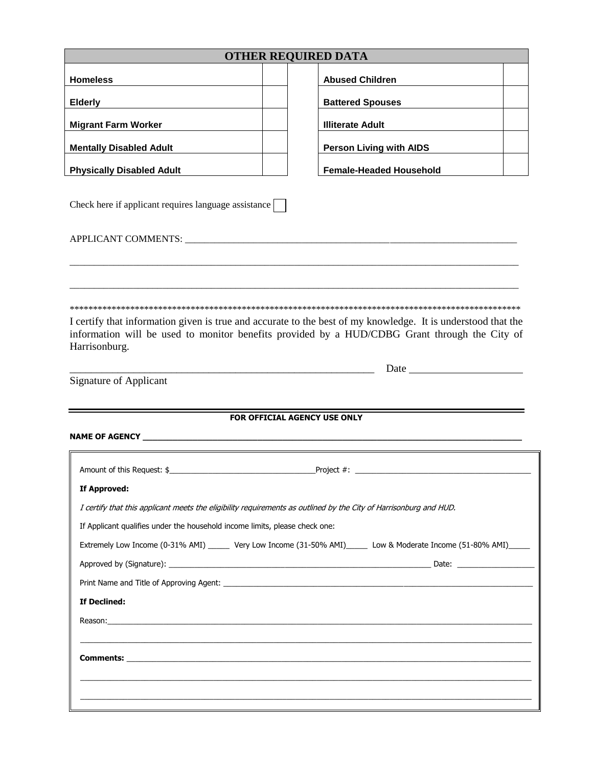| OTHER REQUIRED DATA | | | | |
|---|---|---|---|---|
| **Homeless** | | | **Abused Children** | |
| **Elderly** | | | **Battered Spouses** | |
| **Migrant Farm Worker** | | | **Illiterate Adult** | |
| **Mentally Disabled Adult** | | | **Person Living with AIDS** | |
| **Physically Disabled Adult** | | | **Female-Headed Household** | |

Check here if applicant requires language assistance ☐

APPLICANT COMMENTS: ___________________________________________________________________

______________________________________________________________________________________

______________________________________________________________________________________

****************************************************************************************************

I certify that information given is true and accurate to the best of my knowledge. It is understood that the information will be used to monitor benefits provided by a HUD/CDBG Grant through the City of Harrisonburg.

____________________________________________________________ Date _____________________

Signature of Applicant

---

**FOR OFFICIAL AGENCY USE ONLY**

**NAME OF AGENCY** ____________________________________________________________________

Amount of this Request: $__________________________________ Project #: ________________________________________

**If Approved:**

*I certify that this applicant meets the eligibility requirements as outlined by the City of Harrisonburg and HUD.*

If Applicant qualifies under the household income limits, please check one:

Extremely Low Income (0-31% AMI) _____ Very Low Income (31-50% AMI)_____ Low & Moderate Income (51-80% AMI)_____

Approved by (Signature): ______________________________________________________________ Date: __________________

Print Name and Title of Approving Agent: _____________________________________________________________________________

**If Declined:**

Reason:____________________________________________________________________________________________________

___________________________________________________________________________________________________________

**Comments:** ________________________________________________________________________________________________

___________________________________________________________________________________________________________

___________________________________________________________________________________________________________